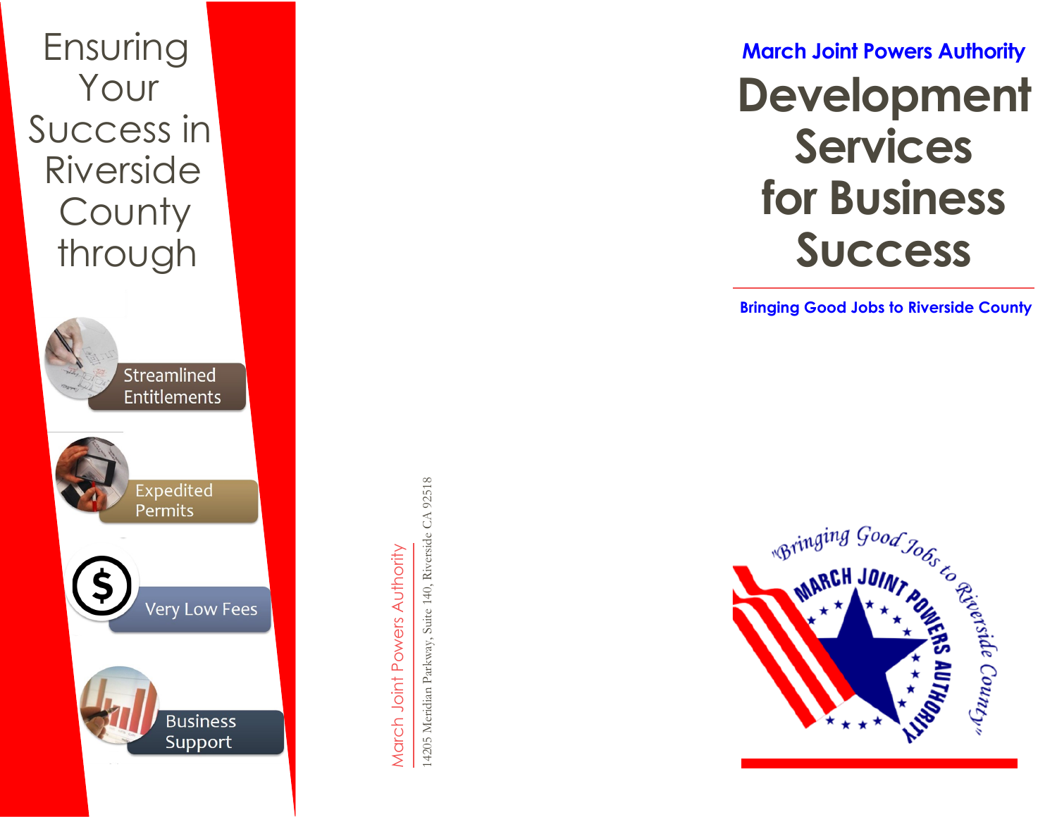Ensuring Your Success in Riverside County through

- Streamlined Entitlements
- Expedited Permits
- Very Low Fees
- Business Support

March Joint Powers Authority

14205 Meridian Parkway, Suite 140, Riverside CA 92518

**March Joint Powers Authority**

# Development Services for Business Success

**Bringing Good Jobs to Riverside County**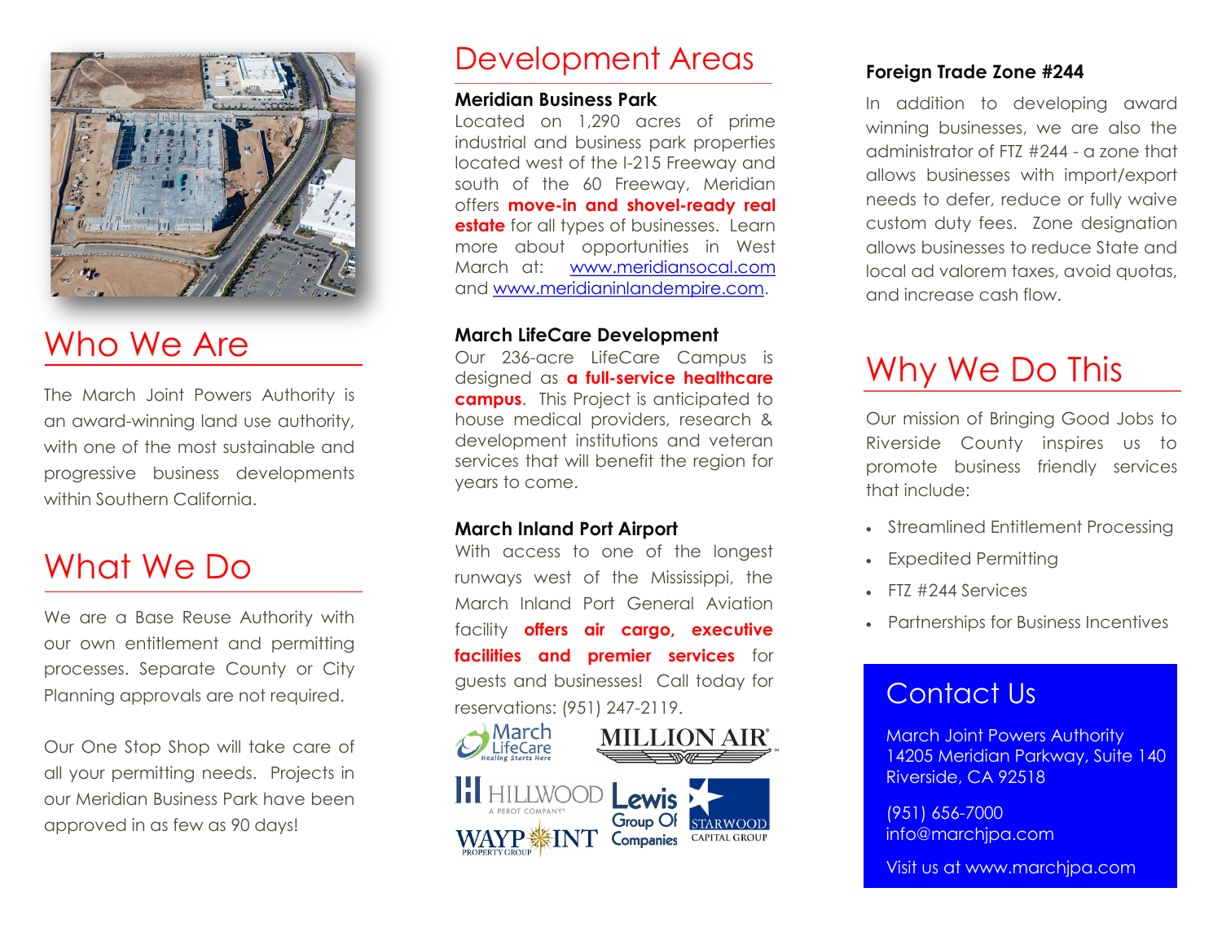## Who We Are

The March Joint Powers Authority is an award-winning land use authority, with one of the most sustainable and progressive business developments within Southern California.

## What We Do

We are a Base Reuse Authority with our own entitlement and permitting processes. Separate County or City Planning approvals are not required.

Our One Stop Shop will take care of all your permitting needs. Projects in our Meridian Business Park have been approved in as few as 90 days!

## Development Areas

### Meridian Business Park

Located on 1,290 acres of prime industrial and business park properties located west of the I-215 Freeway and south of the 60 Freeway, Meridian offers **move-in and shovel-ready real estate** for all types of businesses. Learn more about opportunities in West March at: www.meridiansocal.com and www.meridianinlandempire.com.

### March LifeCare Development

Our 236-acre LifeCare Campus is designed as **a full-service healthcare campus**. This Project is anticipated to house medical providers, research & development institutions and veteran services that will benefit the region for years to come.

### March Inland Port Airport

With access to one of the longest runways west of the Mississippi, the March Inland Port General Aviation facility **offers air cargo, executive facilities and premier services** for guests and businesses! Call today for reservations: (951) 247-2119.

March LifeCare Healing Starts Here

MILLION AIR

HILLWOOD A PEROT COMPANY

Lewis Group Of Companies

STARWOOD CAPITAL GROUP

WAYPOINT PROPERTY GROUP

### Foreign Trade Zone #244

In addition to developing award winning businesses, we are also the administrator of FTZ #244 - a zone that allows businesses with import/export needs to defer, reduce or fully waive custom duty fees. Zone designation allows businesses to reduce State and local ad valorem taxes, avoid quotas, and increase cash flow.

## Why We Do This

Our mission of Bringing Good Jobs to Riverside County inspires us to promote business friendly services that include:

- Streamlined Entitlement Processing
- Expedited Permitting
- FTZ #244 Services
- Partnerships for Business Incentives

## Contact Us

March Joint Powers Authority
14205 Meridian Parkway, Suite 140
Riverside, CA 92518

(951) 656-7000
info@marchjpa.com

Visit us at www.marchjpa.com